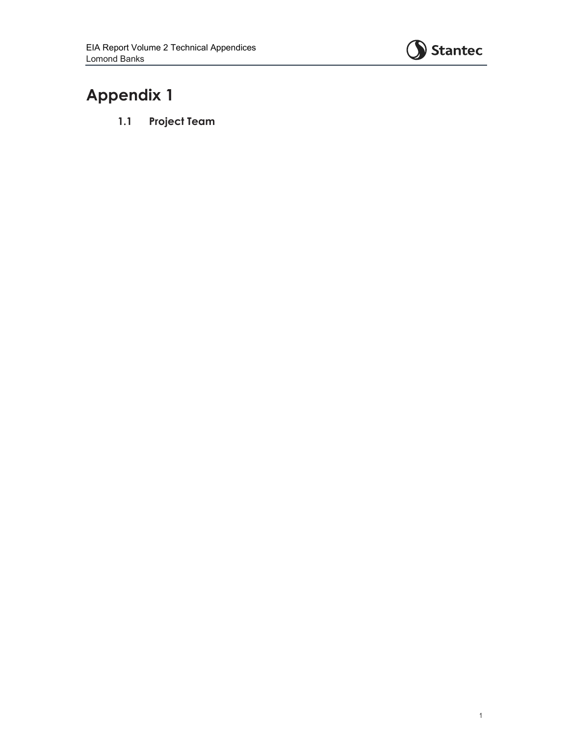# Appendix 1

## 1.1 Project Team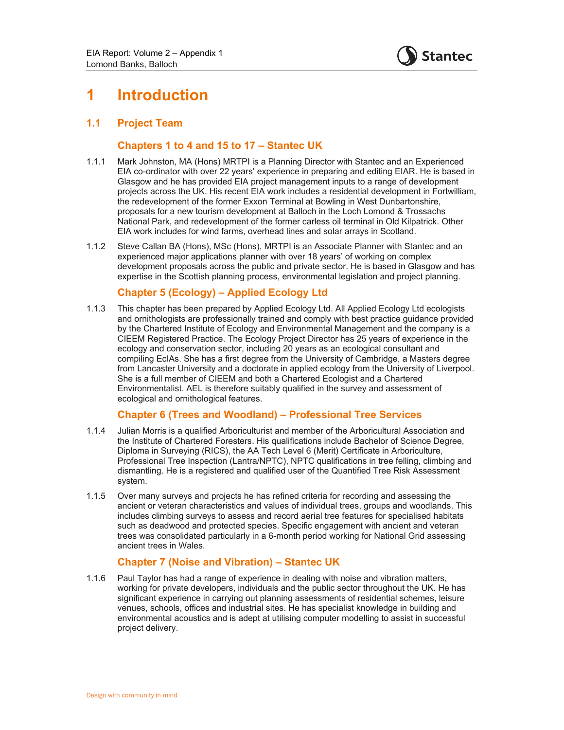# 1 Introduction

## 1.1 Project Team

### Chapters 1 to 4 and 15 to 17 – Stantec UK

1.1.1 Mark Johnston, MA (Hons) MRTPI is a Planning Director with Stantec and an Experienced EIA co-ordinator with over 22 years' experience in preparing and editing EIAR. He is based in Glasgow and he has provided EIA project management inputs to a range of development projects across the UK. His recent EIA work includes a residential development in Fortwilliam, the redevelopment of the former Exxon Terminal at Bowling in West Dunbartonshire, proposals for a new tourism development at Balloch in the Loch Lomond & Trossachs National Park, and redevelopment of the former carless oil terminal in Old Kilpatrick. Other EIA work includes for wind farms, overhead lines and solar arrays in Scotland.

1.1.2 Steve Callan BA (Hons), MSc (Hons), MRTPI is an Associate Planner with Stantec and an experienced major applications planner with over 18 years' of working on complex development proposals across the public and private sector. He is based in Glasgow and has expertise in the Scottish planning process, environmental legislation and project planning.

### Chapter 5 (Ecology) – Applied Ecology Ltd

1.1.3 This chapter has been prepared by Applied Ecology Ltd. All Applied Ecology Ltd ecologists and ornithologists are professionally trained and comply with best practice guidance provided by the Chartered Institute of Ecology and Environmental Management and the company is a CIEEM Registered Practice. The Ecology Project Director has 25 years of experience in the ecology and conservation sector, including 20 years as an ecological consultant and compiling EcIAs. She has a first degree from the University of Cambridge, a Masters degree from Lancaster University and a doctorate in applied ecology from the University of Liverpool. She is a full member of CIEEM and both a Chartered Ecologist and a Chartered Environmentalist. AEL is therefore suitably qualified in the survey and assessment of ecological and ornithological features.

### Chapter 6 (Trees and Woodland) – Professional Tree Services

1.1.4 Julian Morris is a qualified Arboriculturist and member of the Arboricultural Association and the Institute of Chartered Foresters. His qualifications include Bachelor of Science Degree, Diploma in Surveying (RICS), the AA Tech Level 6 (Merit) Certificate in Arboriculture, Professional Tree Inspection (Lantra/NPTC), NPTC qualifications in tree felling, climbing and dismantling. He is a registered and qualified user of the Quantified Tree Risk Assessment system.

1.1.5 Over many surveys and projects he has refined criteria for recording and assessing the ancient or veteran characteristics and values of individual trees, groups and woodlands. This includes climbing surveys to assess and record aerial tree features for specialised habitats such as deadwood and protected species. Specific engagement with ancient and veteran trees was consolidated particularly in a 6-month period working for National Grid assessing ancient trees in Wales.

### Chapter 7 (Noise and Vibration) – Stantec UK

1.1.6 Paul Taylor has had a range of experience in dealing with noise and vibration matters, working for private developers, individuals and the public sector throughout the UK. He has significant experience in carrying out planning assessments of residential schemes, leisure venues, schools, offices and industrial sites. He has specialist knowledge in building and environmental acoustics and is adept at utilising computer modelling to assist in successful project delivery.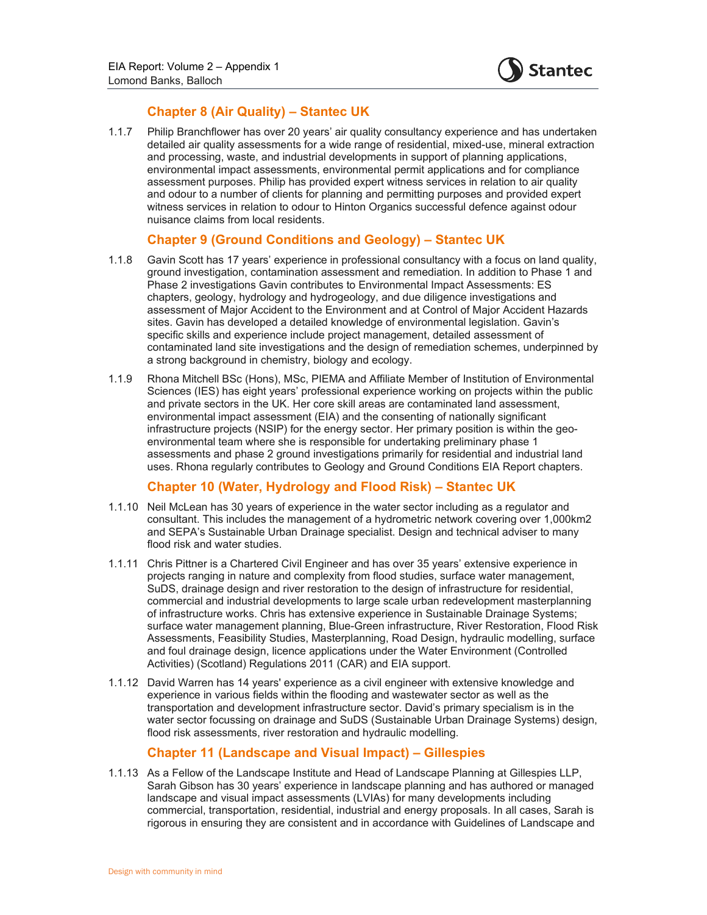### Chapter 8 (Air Quality) – Stantec UK

1.1.7 Philip Branchflower has over 20 years' air quality consultancy experience and has undertaken detailed air quality assessments for a wide range of residential, mixed-use, mineral extraction and processing, waste, and industrial developments in support of planning applications, environmental impact assessments, environmental permit applications and for compliance assessment purposes. Philip has provided expert witness services in relation to air quality and odour to a number of clients for planning and permitting purposes and provided expert witness services in relation to odour to Hinton Organics successful defence against odour nuisance claims from local residents.

### Chapter 9 (Ground Conditions and Geology) – Stantec UK

1.1.8 Gavin Scott has 17 years' experience in professional consultancy with a focus on land quality, ground investigation, contamination assessment and remediation. In addition to Phase 1 and Phase 2 investigations Gavin contributes to Environmental Impact Assessments: ES chapters, geology, hydrology and hydrogeology, and due diligence investigations and assessment of Major Accident to the Environment and at Control of Major Accident Hazards sites. Gavin has developed a detailed knowledge of environmental legislation. Gavin's specific skills and experience include project management, detailed assessment of contaminated land site investigations and the design of remediation schemes, underpinned by a strong background in chemistry, biology and ecology.

1.1.9 Rhona Mitchell BSc (Hons), MSc, PIEMA and Affiliate Member of Institution of Environmental Sciences (IES) has eight years' professional experience working on projects within the public and private sectors in the UK. Her core skill areas are contaminated land assessment, environmental impact assessment (EIA) and the consenting of nationally significant infrastructure projects (NSIP) for the energy sector. Her primary position is within the geo-environmental team where she is responsible for undertaking preliminary phase 1 assessments and phase 2 ground investigations primarily for residential and industrial land uses. Rhona regularly contributes to Geology and Ground Conditions EIA Report chapters.

### Chapter 10 (Water, Hydrology and Flood Risk) – Stantec UK

1.1.10 Neil McLean has 30 years of experience in the water sector including as a regulator and consultant. This includes the management of a hydrometric network covering over 1,000km2 and SEPA's Sustainable Urban Drainage specialist. Design and technical adviser to many flood risk and water studies.

1.1.11 Chris Pittner is a Chartered Civil Engineer and has over 35 years' extensive experience in projects ranging in nature and complexity from flood studies, surface water management, SuDS, drainage design and river restoration to the design of infrastructure for residential, commercial and industrial developments to large scale urban redevelopment masterplanning of infrastructure works. Chris has extensive experience in Sustainable Drainage Systems; surface water management planning, Blue-Green infrastructure, River Restoration, Flood Risk Assessments, Feasibility Studies, Masterplanning, Road Design, hydraulic modelling, surface and foul drainage design, licence applications under the Water Environment (Controlled Activities) (Scotland) Regulations 2011 (CAR) and EIA support.

1.1.12 David Warren has 14 years' experience as a civil engineer with extensive knowledge and experience in various fields within the flooding and wastewater sector as well as the transportation and development infrastructure sector. David's primary specialism is in the water sector focussing on drainage and SuDS (Sustainable Urban Drainage Systems) design, flood risk assessments, river restoration and hydraulic modelling.

### Chapter 11 (Landscape and Visual Impact) – Gillespies

1.1.13 As a Fellow of the Landscape Institute and Head of Landscape Planning at Gillespies LLP, Sarah Gibson has 30 years' experience in landscape planning and has authored or managed landscape and visual impact assessments (LVIAs) for many developments including commercial, transportation, residential, industrial and energy proposals. In all cases, Sarah is rigorous in ensuring they are consistent and in accordance with Guidelines of Landscape and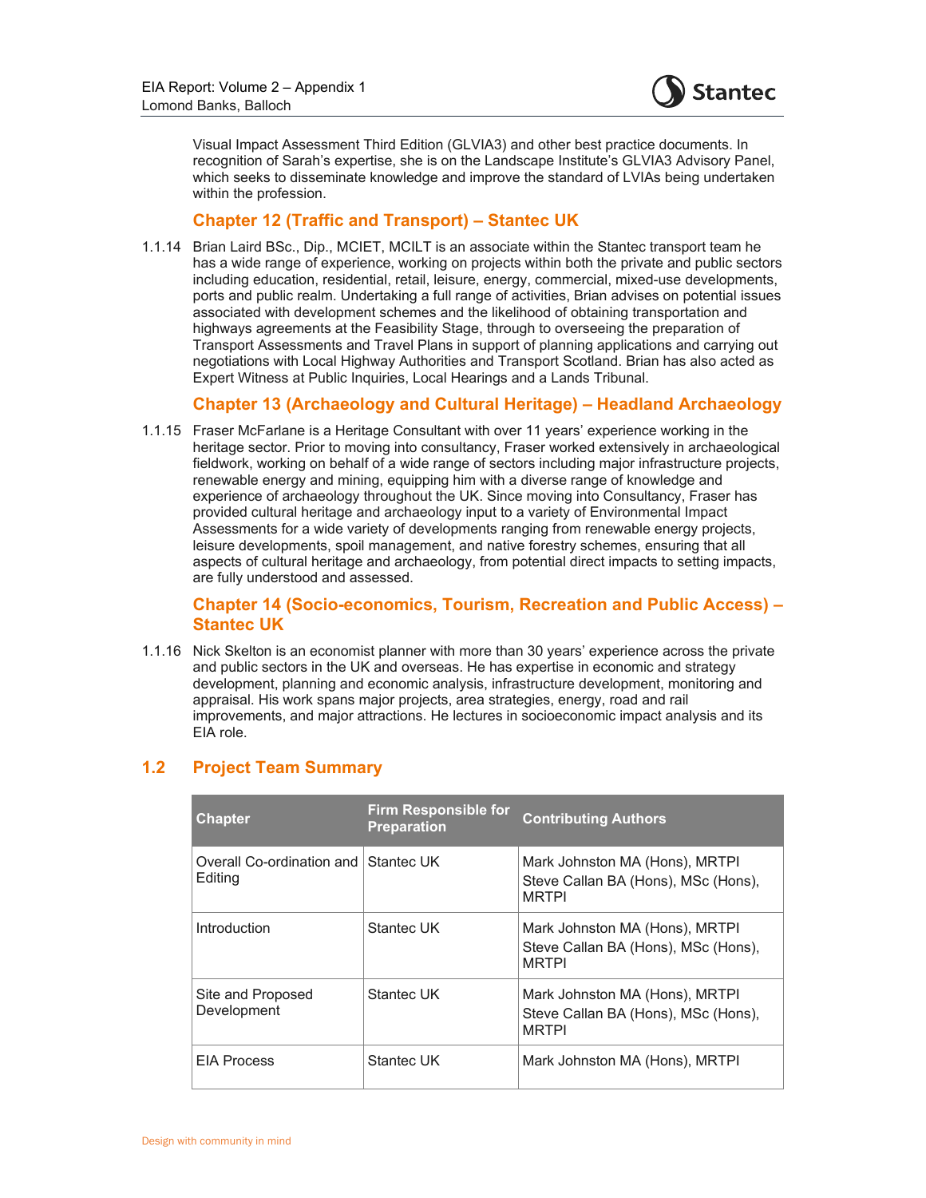Visual Impact Assessment Third Edition (GLVIA3) and other best practice documents. In recognition of Sarah's expertise, she is on the Landscape Institute's GLVIA3 Advisory Panel, which seeks to disseminate knowledge and improve the standard of LVIAs being undertaken within the profession.

### Chapter 12 (Traffic and Transport) – Stantec UK

1.1.14 Brian Laird BSc., Dip., MCIET, MCILT is an associate within the Stantec transport team he has a wide range of experience, working on projects within both the private and public sectors including education, residential, retail, leisure, energy, commercial, mixed-use developments, ports and public realm. Undertaking a full range of activities, Brian advises on potential issues associated with development schemes and the likelihood of obtaining transportation and highways agreements at the Feasibility Stage, through to overseeing the preparation of Transport Assessments and Travel Plans in support of planning applications and carrying out negotiations with Local Highway Authorities and Transport Scotland. Brian has also acted as Expert Witness at Public Inquiries, Local Hearings and a Lands Tribunal.

### Chapter 13 (Archaeology and Cultural Heritage) – Headland Archaeology

1.1.15 Fraser McFarlane is a Heritage Consultant with over 11 years' experience working in the heritage sector. Prior to moving into consultancy, Fraser worked extensively in archaeological fieldwork, working on behalf of a wide range of sectors including major infrastructure projects, renewable energy and mining, equipping him with a diverse range of knowledge and experience of archaeology throughout the UK. Since moving into Consultancy, Fraser has provided cultural heritage and archaeology input to a variety of Environmental Impact Assessments for a wide variety of developments ranging from renewable energy projects, leisure developments, spoil management, and native forestry schemes, ensuring that all aspects of cultural heritage and archaeology, from potential direct impacts to setting impacts, are fully understood and assessed.

### Chapter 14 (Socio-economics, Tourism, Recreation and Public Access) – Stantec UK

1.1.16 Nick Skelton is an economist planner with more than 30 years' experience across the private and public sectors in the UK and overseas. He has expertise in economic and strategy development, planning and economic analysis, infrastructure development, monitoring and appraisal. His work spans major projects, area strategies, energy, road and rail improvements, and major attractions. He lectures in socioeconomic impact analysis and its EIA role.

## 1.2 Project Team Summary

| Chapter | Firm Responsible for Preparation | Contributing Authors |
|---|---|---|
| Overall Co-ordination and Editing | Stantec UK | Mark Johnston MA (Hons), MRTPI<br>Steve Callan BA (Hons), MSc (Hons), MRTPI |
| Introduction | Stantec UK | Mark Johnston MA (Hons), MRTPI<br>Steve Callan BA (Hons), MSc (Hons), MRTPI |
| Site and Proposed Development | Stantec UK | Mark Johnston MA (Hons), MRTPI<br>Steve Callan BA (Hons), MSc (Hons), MRTPI |
| EIA Process | Stantec UK | Mark Johnston MA (Hons), MRTPI |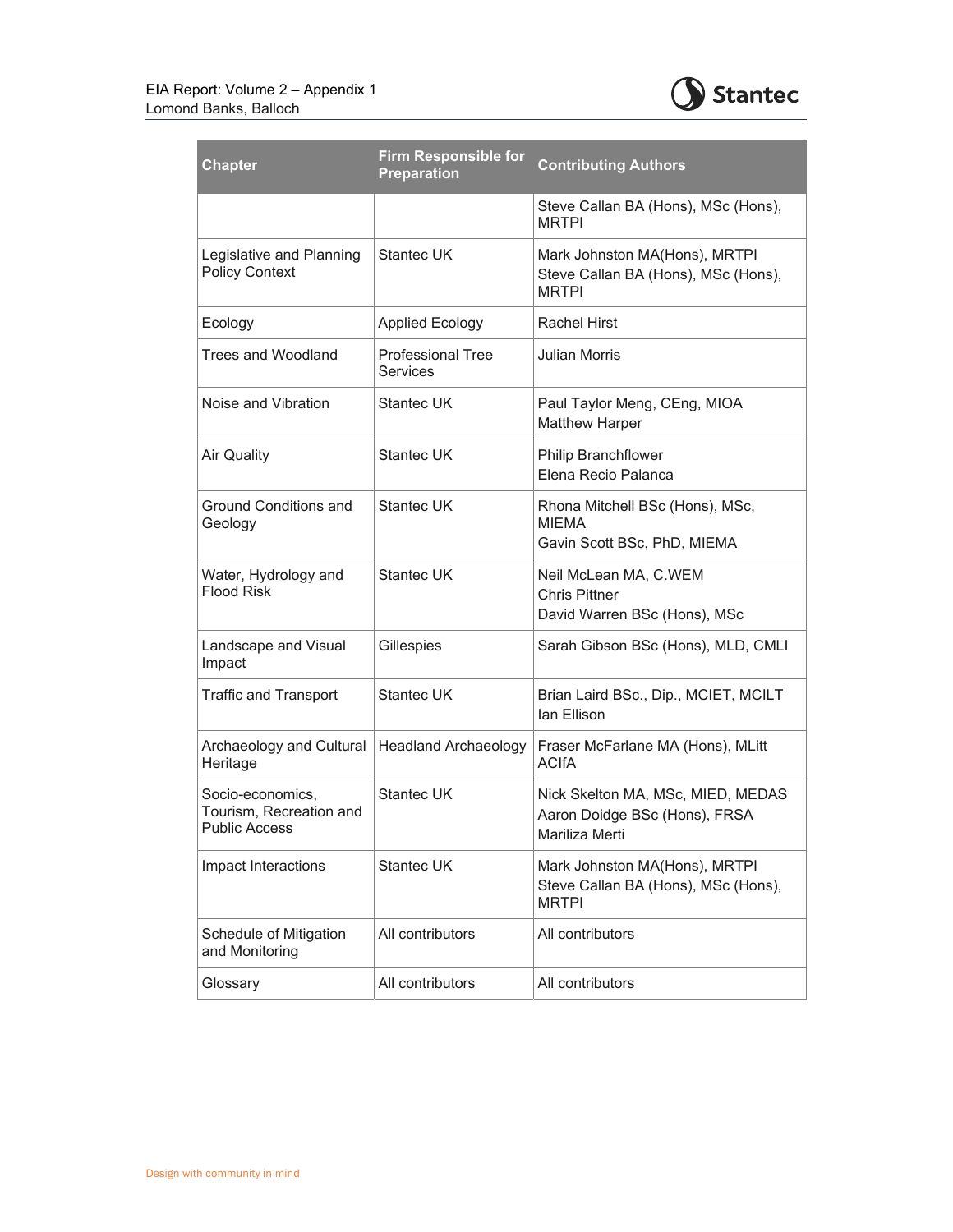| Chapter | Firm Responsible for Preparation | Contributing Authors |
|---|---|---|
| | | Steve Callan BA (Hons), MSc (Hons), MRTPI |
| Legislative and Planning Policy Context | Stantec UK | Mark Johnston MA(Hons), MRTPI<br>Steve Callan BA (Hons), MSc (Hons), MRTPI |
| Ecology | Applied Ecology | Rachel Hirst |
| Trees and Woodland | Professional Tree Services | Julian Morris |
| Noise and Vibration | Stantec UK | Paul Taylor Meng, CEng, MIOA<br>Matthew Harper |
| Air Quality | Stantec UK | Philip Branchflower<br>Elena Recio Palanca |
| Ground Conditions and Geology | Stantec UK | Rhona Mitchell BSc (Hons), MSc, MIEMA<br>Gavin Scott BSc, PhD, MIEMA |
| Water, Hydrology and Flood Risk | Stantec UK | Neil McLean MA, C.WEM<br>Chris Pittner<br>David Warren BSc (Hons), MSc |
| Landscape and Visual Impact | Gillespies | Sarah Gibson BSc (Hons), MLD, CMLI |
| Traffic and Transport | Stantec UK | Brian Laird BSc., Dip., MCIET, MCILT<br>Ian Ellison |
| Archaeology and Cultural Heritage | Headland Archaeology | Fraser McFarlane MA (Hons), MLitt ACIfA |
| Socio-economics, Tourism, Recreation and Public Access | Stantec UK | Nick Skelton MA, MSc, MIED, MEDAS<br>Aaron Doidge BSc (Hons), FRSA<br>Mariliza Merti |
| Impact Interactions | Stantec UK | Mark Johnston MA(Hons), MRTPI<br>Steve Callan BA (Hons), MSc (Hons), MRTPI |
| Schedule of Mitigation and Monitoring | All contributors | All contributors |
| Glossary | All contributors | All contributors |